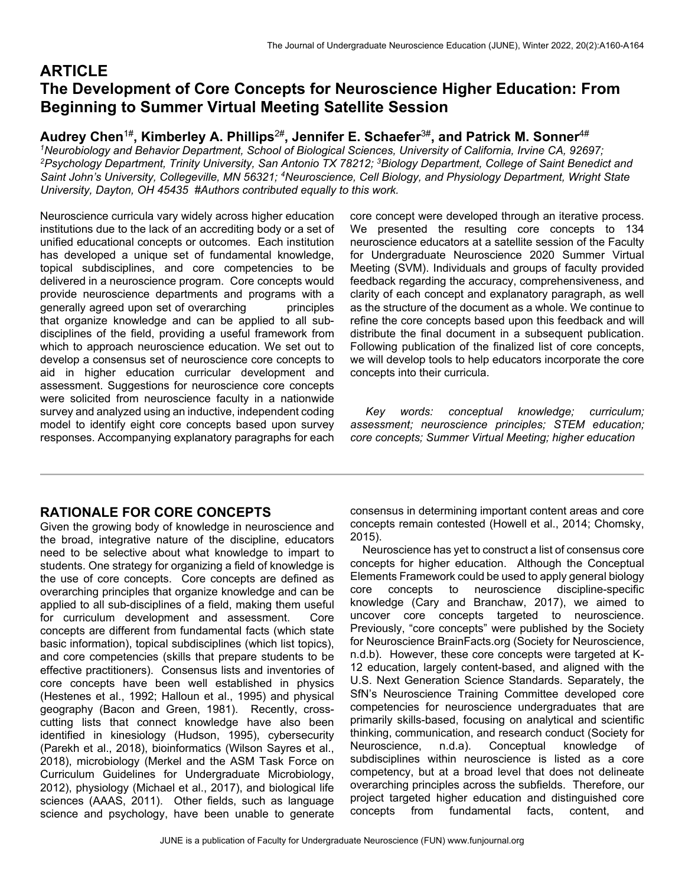# ARTICLE

# The Development of Core Concepts for Neuroscience Higher Education: From Beginning to Summer Virtual Meeting Satellite Session

**Audrey Chen[1#], Kimberley A. Phillips[2#], Jennifer E. Schaefer[3#], and Patrick M. Sonner[4#]**

*[1]Neurobiology and Behavior Department, School of Biological Sciences, University of California, Irvine CA, 92697; [2]Psychology Department, Trinity University, San Antonio TX 78212; [3]Biology Department, College of Saint Benedict and Saint John's University, Collegeville, MN 56321; [4]Neuroscience, Cell Biology, and Physiology Department, Wright State University, Dayton, OH 45435 #Authors contributed equally to this work.*

Neuroscience curricula vary widely across higher education institutions due to the lack of an accrediting body or a set of unified educational concepts or outcomes. Each institution has developed a unique set of fundamental knowledge, topical subdisciplines, and core competencies to be delivered in a neuroscience program. Core concepts would provide neuroscience departments and programs with a generally agreed upon set of overarching principles that organize knowledge and can be applied to all sub-disciplines of the field, providing a useful framework from which to approach neuroscience education. We set out to develop a consensus set of neuroscience core concepts to aid in higher education curricular development and assessment. Suggestions for neuroscience core concepts were solicited from neuroscience faculty in a nationwide survey and analyzed using an inductive, independent coding model to identify eight core concepts based upon survey responses. Accompanying explanatory paragraphs for each core concept were developed through an iterative process. We presented the resulting core concepts to 134 neuroscience educators at a satellite session of the Faculty for Undergraduate Neuroscience 2020 Summer Virtual Meeting (SVM). Individuals and groups of faculty provided feedback regarding the accuracy, comprehensiveness, and clarity of each concept and explanatory paragraph, as well as the structure of the document as a whole. We continue to refine the core concepts based upon this feedback and will distribute the final document in a subsequent publication. Following publication of the finalized list of core concepts, we will develop tools to help educators incorporate the core concepts into their curricula.

*Key words: conceptual knowledge; curriculum; assessment; neuroscience principles; STEM education; core concepts; Summer Virtual Meeting; higher education*

## RATIONALE FOR CORE CONCEPTS

Given the growing body of knowledge in neuroscience and the broad, integrative nature of the discipline, educators need to be selective about what knowledge to impart to students. One strategy for organizing a field of knowledge is the use of core concepts. Core concepts are defined as overarching principles that organize knowledge and can be applied to all sub-disciplines of a field, making them useful for curriculum development and assessment. Core concepts are different from fundamental facts (which state basic information), topical subdisciplines (which list topics), and core competencies (skills that prepare students to be effective practitioners). Consensus lists and inventories of core concepts have been well established in physics (Hestenes et al., 1992; Halloun et al., 1995) and physical geography (Bacon and Green, 1981). Recently, cross-cutting lists that connect knowledge have also been identified in kinesiology (Hudson, 1995), cybersecurity (Parekh et al., 2018), bioinformatics (Wilson Sayres et al., 2018), microbiology (Merkel and the ASM Task Force on Curriculum Guidelines for Undergraduate Microbiology, 2012), physiology (Michael et al., 2017), and biological life sciences (AAAS, 2011). Other fields, such as language science and psychology, have been unable to generate consensus in determining important content areas and core concepts remain contested (Howell et al., 2014; Chomsky, 2015).

Neuroscience has yet to construct a list of consensus core concepts for higher education. Although the Conceptual Elements Framework could be used to apply general biology core concepts to neuroscience discipline-specific knowledge (Cary and Branchaw, 2017), we aimed to uncover core concepts targeted to neuroscience. Previously, "core concepts" were published by the Society for Neuroscience BrainFacts.org (Society for Neuroscience, n.d.b). However, these core concepts were targeted at K-12 education, largely content-based, and aligned with the U.S. Next Generation Science Standards. Separately, the SfN's Neuroscience Training Committee developed core competencies for neuroscience undergraduates that are primarily skills-based, focusing on analytical and scientific thinking, communication, and research conduct (Society for Neuroscience, n.d.a). Conceptual knowledge of subdisciplines within neuroscience is listed as a core competency, but at a broad level that does not delineate overarching principles across the subfields. Therefore, our project targeted higher education and distinguished core concepts from fundamental facts, content, and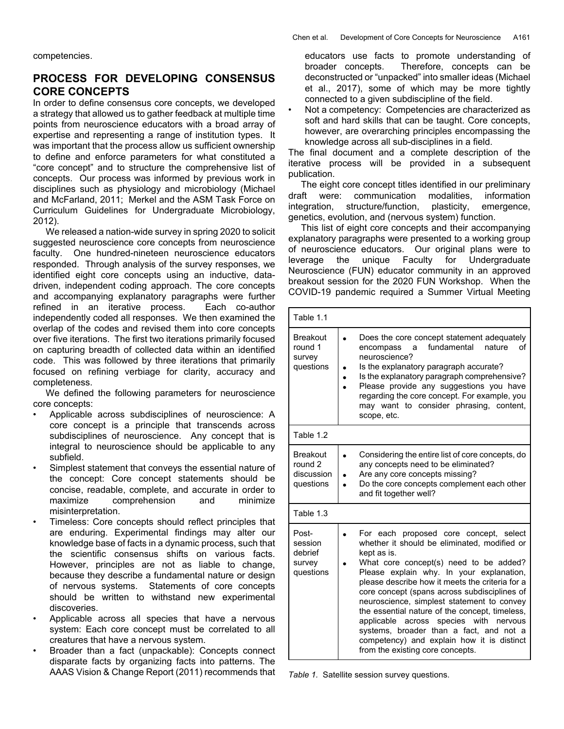competencies.

## PROCESS FOR DEVELOPING CONSENSUS CORE CONCEPTS

In order to define consensus core concepts, we developed a strategy that allowed us to gather feedback at multiple time points from neuroscience educators with a broad array of expertise and representing a range of institution types. It was important that the process allow us sufficient ownership to define and enforce parameters for what constituted a "core concept" and to structure the comprehensive list of concepts. Our process was informed by previous work in disciplines such as physiology and microbiology (Michael and McFarland, 2011; Merkel and the ASM Task Force on Curriculum Guidelines for Undergraduate Microbiology, 2012).

We released a nation-wide survey in spring 2020 to solicit suggested neuroscience core concepts from neuroscience faculty. One hundred-nineteen neuroscience educators responded. Through analysis of the survey responses, we identified eight core concepts using an inductive, data-driven, independent coding approach. The core concepts and accompanying explanatory paragraphs were further refined in an iterative process. Each co-author independently coded all responses. We then examined the overlap of the codes and revised them into core concepts over five iterations. The first two iterations primarily focused on capturing breadth of collected data within an identified code. This was followed by three iterations that primarily focused on refining verbiage for clarity, accuracy and completeness.

We defined the following parameters for neuroscience core concepts:

- Applicable across subdisciplines of neuroscience: A core concept is a principle that transcends across subdisciplines of neuroscience. Any concept that is integral to neuroscience should be applicable to any subfield.
- Simplest statement that conveys the essential nature of the concept: Core concept statements should be concise, readable, complete, and accurate in order to maximize comprehension and minimize misinterpretation.
- Timeless: Core concepts should reflect principles that are enduring. Experimental findings may alter our knowledge base of facts in a dynamic process, such that the scientific consensus shifts on various facts. However, principles are not as liable to change, because they describe a fundamental nature or design of nervous systems. Statements of core concepts should be written to withstand new experimental discoveries.
- Applicable across all species that have a nervous system: Each core concept must be correlated to all creatures that have a nervous system.
- Broader than a fact (unpackable): Concepts connect disparate facts by organizing facts into patterns. The AAAS Vision & Change Report (2011) recommends that educators use facts to promote understanding of broader concepts. Therefore, concepts can be deconstructed or "unpacked" into smaller ideas (Michael et al., 2017), some of which may be more tightly connected to a given subdiscipline of the field.
- Not a competency: Competencies are characterized as soft and hard skills that can be taught. Core concepts, however, are overarching principles encompassing the knowledge across all sub-disciplines in a field.

The final document and a complete description of the iterative process will be provided in a subsequent publication.

The eight core concept titles identified in our preliminary draft were: communication modalities, information integration, structure/function, plasticity, emergence, genetics, evolution, and (nervous system) function.

This list of eight core concepts and their accompanying explanatory paragraphs were presented to a working group of neuroscience educators. Our original plans were to leverage the unique Faculty for Undergraduate Neuroscience (FUN) educator community in an approved breakout session for the 2020 FUN Workshop. When the COVID-19 pandemic required a Summer Virtual Meeting

| Table 1.1 | |
|---|---|
| Breakout round 1 survey questions | • Does the core concept statement adequately encompass a fundamental nature of neuroscience?<br>• Is the explanatory paragraph accurate?<br>• Is the explanatory paragraph comprehensive?<br>• Please provide any suggestions you have regarding the core concept. For example, you may want to consider phrasing, content, scope, etc. |
| **Table 1.2** | |
| Breakout round 2 discussion questions | • Considering the entire list of core concepts, do any concepts need to be eliminated?<br>• Are any core concepts missing?<br>• Do the core concepts complement each other and fit together well? |
| **Table 1.3** | |
| Post-session debrief survey questions | • For each proposed core concept, select whether it should be eliminated, modified or kept as is.<br>• What core concept(s) need to be added? Please explain why. In your explanation, please describe how it meets the criteria for a core concept (spans across subdisciplines of neuroscience, simplest statement to convey the essential nature of the concept, timeless, applicable across species with nervous systems, broader than a fact, and not a competency) and explain how it is distinct from the existing core concepts. |

*Table 1.* Satellite session survey questions.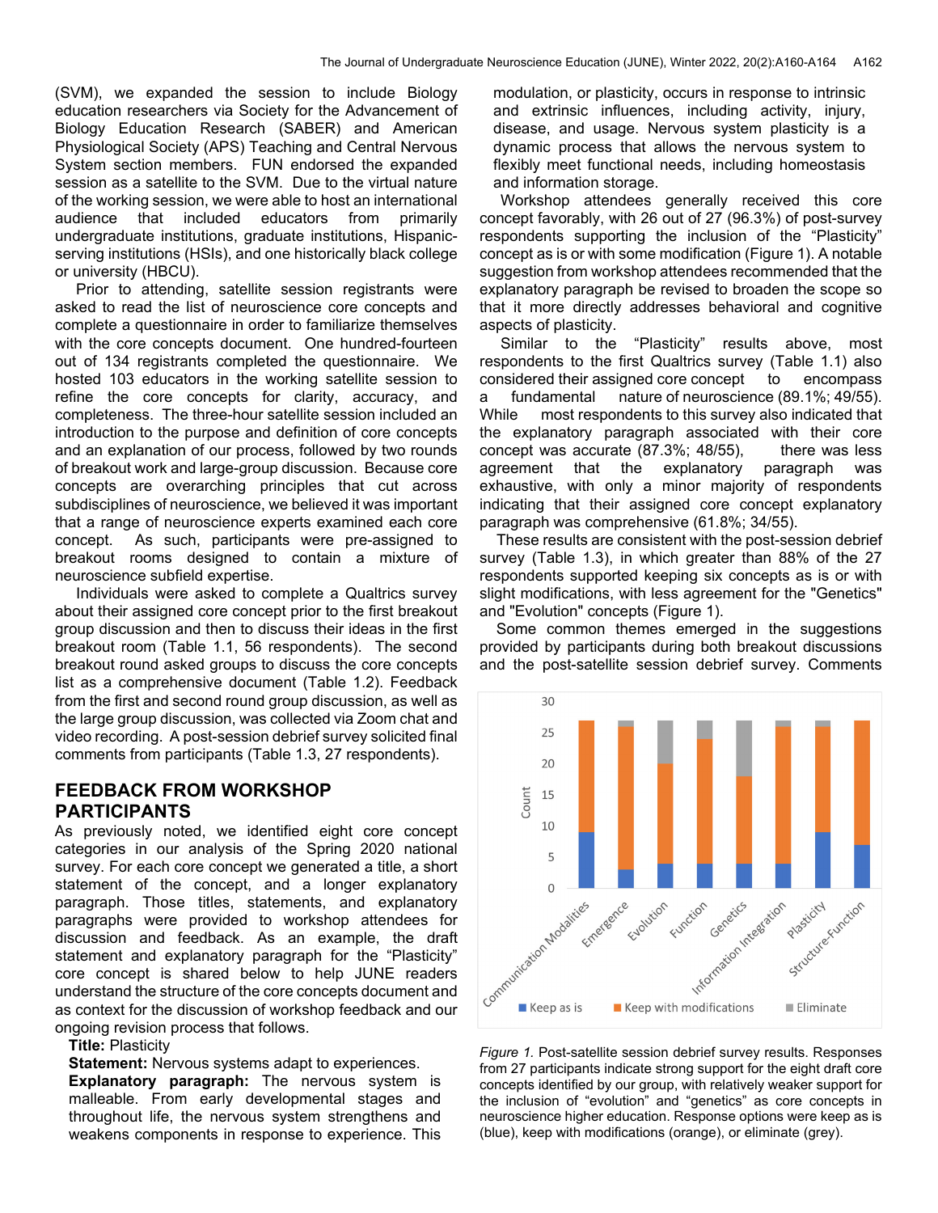(SVM), we expanded the session to include Biology education researchers via Society for the Advancement of Biology Education Research (SABER) and American Physiological Society (APS) Teaching and Central Nervous System section members. FUN endorsed the expanded session as a satellite to the SVM. Due to the virtual nature of the working session, we were able to host an international audience that included educators from primarily undergraduate institutions, graduate institutions, Hispanic-serving institutions (HSIs), and one historically black college or university (HBCU).

Prior to attending, satellite session registrants were asked to read the list of neuroscience core concepts and complete a questionnaire in order to familiarize themselves with the core concepts document. One hundred-fourteen out of 134 registrants completed the questionnaire. We hosted 103 educators in the working satellite session to refine the core concepts for clarity, accuracy, and completeness. The three-hour satellite session included an introduction to the purpose and definition of core concepts and an explanation of our process, followed by two rounds of breakout work and large-group discussion. Because core concepts are overarching principles that cut across subdisciplines of neuroscience, we believed it was important that a range of neuroscience experts examined each core concept. As such, participants were pre-assigned to breakout rooms designed to contain a mixture of neuroscience subfield expertise.

Individuals were asked to complete a Qualtrics survey about their assigned core concept prior to the first breakout group discussion and then to discuss their ideas in the first breakout room (Table 1.1, 56 respondents). The second breakout round asked groups to discuss the core concepts list as a comprehensive document (Table 1.2). Feedback from the first and second round group discussion, as well as the large group discussion, was collected via Zoom chat and video recording. A post-session debrief survey solicited final comments from participants (Table 1.3, 27 respondents).

## FEEDBACK FROM WORKSHOP PARTICIPANTS

As previously noted, we identified eight core concept categories in our analysis of the Spring 2020 national survey. For each core concept we generated a title, a short statement of the concept, and a longer explanatory paragraph. Those titles, statements, and explanatory paragraphs were provided to workshop attendees for discussion and feedback. As an example, the draft statement and explanatory paragraph for the "Plasticity" core concept is shared below to help JUNE readers understand the structure of the core concepts document and as context for the discussion of workshop feedback and our ongoing revision process that follows.

**Title:** Plasticity

**Statement:** Nervous systems adapt to experiences.

**Explanatory paragraph:** The nervous system is malleable. From early developmental stages and throughout life, the nervous system strengthens and weakens components in response to experience. This modulation, or plasticity, occurs in response to intrinsic and extrinsic influences, including activity, injury, disease, and usage. Nervous system plasticity is a dynamic process that allows the nervous system to flexibly meet functional needs, including homeostasis and information storage.

Workshop attendees generally received this core concept favorably, with 26 out of 27 (96.3%) of post-survey respondents supporting the inclusion of the "Plasticity" concept as is or with some modification (Figure 1). A notable suggestion from workshop attendees recommended that the explanatory paragraph be revised to broaden the scope so that it more directly addresses behavioral and cognitive aspects of plasticity.

Similar to the "Plasticity" results above, most respondents to the first Qualtrics survey (Table 1.1) also considered their assigned core concept to encompass a fundamental nature of neuroscience (89.1%; 49/55). While most respondents to this survey also indicated that the explanatory paragraph associated with their core concept was accurate (87.3%; 48/55), there was less agreement that the explanatory paragraph was exhaustive, with only a minor majority of respondents indicating that their assigned core concept explanatory paragraph was comprehensive (61.8%; 34/55).

These results are consistent with the post-session debrief survey (Table 1.3), in which greater than 88% of the 27 respondents supported keeping six concepts as is or with slight modifications, with less agreement for the "Genetics" and "Evolution" concepts (Figure 1).

Some common themes emerged in the suggestions provided by participants during both breakout discussions and the post-satellite session debrief survey. Comments

*Figure 1.* Post-satellite session debrief survey results. Responses from 27 participants indicate strong support for the eight draft core concepts identified by our group, with relatively weaker support for the inclusion of "evolution" and "genetics" as core concepts in neuroscience higher education. Response options were keep as is (blue), keep with modifications (orange), or eliminate (grey).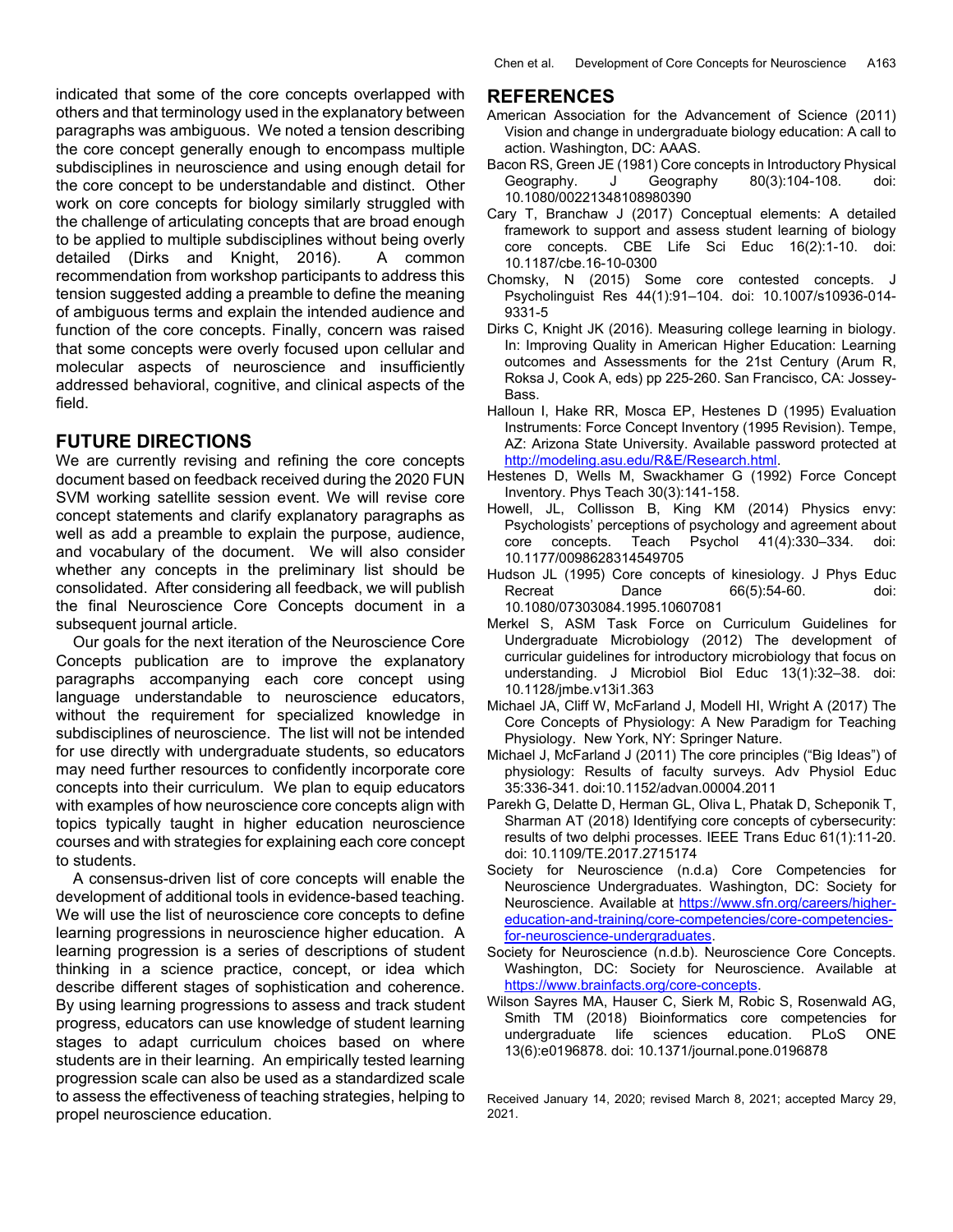indicated that some of the core concepts overlapped with others and that terminology used in the explanatory between paragraphs was ambiguous. We noted a tension describing the core concept generally enough to encompass multiple subdisciplines in neuroscience and using enough detail for the core concept to be understandable and distinct. Other work on core concepts for biology similarly struggled with the challenge of articulating concepts that are broad enough to be applied to multiple subdisciplines without being overly detailed (Dirks and Knight, 2016). A common recommendation from workshop participants to address this tension suggested adding a preamble to define the meaning of ambiguous terms and explain the intended audience and function of the core concepts. Finally, concern was raised that some concepts were overly focused upon cellular and molecular aspects of neuroscience and insufficiently addressed behavioral, cognitive, and clinical aspects of the field.

## FUTURE DIRECTIONS

We are currently revising and refining the core concepts document based on feedback received during the 2020 FUN SVM working satellite session event. We will revise core concept statements and clarify explanatory paragraphs as well as add a preamble to explain the purpose, audience, and vocabulary of the document. We will also consider whether any concepts in the preliminary list should be consolidated. After considering all feedback, we will publish the final Neuroscience Core Concepts document in a subsequent journal article.

Our goals for the next iteration of the Neuroscience Core Concepts publication are to improve the explanatory paragraphs accompanying each core concept using language understandable to neuroscience educators, without the requirement for specialized knowledge in subdisciplines of neuroscience. The list will not be intended for use directly with undergraduate students, so educators may need further resources to confidently incorporate core concepts into their curriculum. We plan to equip educators with examples of how neuroscience core concepts align with topics typically taught in higher education neuroscience courses and with strategies for explaining each core concept to students.

A consensus-driven list of core concepts will enable the development of additional tools in evidence-based teaching. We will use the list of neuroscience core concepts to define learning progressions in neuroscience higher education. A learning progression is a series of descriptions of student thinking in a science practice, concept, or idea which describe different stages of sophistication and coherence. By using learning progressions to assess and track student progress, educators can use knowledge of student learning stages to adapt curriculum choices based on where students are in their learning. An empirically tested learning progression scale can also be used as a standardized scale to assess the effectiveness of teaching strategies, helping to propel neuroscience education.

## REFERENCES

American Association for the Advancement of Science (2011) Vision and change in undergraduate biology education: A call to action. Washington, DC: AAAS.

Bacon RS, Green JE (1981) Core concepts in Introductory Physical Geography. J Geography 80(3):104-108. doi: 10.1080/00221348108980390

Cary T, Branchaw J (2017) Conceptual elements: A detailed framework to support and assess student learning of biology core concepts. CBE Life Sci Educ 16(2):1-10. doi: 10.1187/cbe.16-10-0300

Chomsky, N (2015) Some core contested concepts. J Psycholinguist Res 44(1):91–104. doi: 10.1007/s10936-014-9331-5

Dirks C, Knight JK (2016). Measuring college learning in biology. In: Improving Quality in American Higher Education: Learning outcomes and Assessments for the 21st Century (Arum R, Roksa J, Cook A, eds) pp 225-260. San Francisco, CA: Jossey-Bass.

Halloun I, Hake RR, Mosca EP, Hestenes D (1995) Evaluation Instruments: Force Concept Inventory (1995 Revision). Tempe, AZ: Arizona State University. Available password protected at http://modeling.asu.edu/R&E/Research.html.

Hestenes D, Wells M, Swackhamer G (1992) Force Concept Inventory. Phys Teach 30(3):141-158.

Howell, JL, Collisson B, King KM (2014) Physics envy: Psychologists' perceptions of psychology and agreement about core concepts. Teach Psychol 41(4):330–334. doi: 10.1177/0098628314549705

Hudson JL (1995) Core concepts of kinesiology. J Phys Educ Recreat Dance 66(5):54-60. doi: 10.1080/07303084.1995.10607081

Merkel S, ASM Task Force on Curriculum Guidelines for Undergraduate Microbiology (2012) The development of curricular guidelines for introductory microbiology that focus on understanding. J Microbiol Biol Educ 13(1):32–38. doi: 10.1128/jmbe.v13i1.363

Michael JA, Cliff W, McFarland J, Modell HI, Wright A (2017) The Core Concepts of Physiology: A New Paradigm for Teaching Physiology. New York, NY: Springer Nature.

Michael J, McFarland J (2011) The core principles ("Big Ideas") of physiology: Results of faculty surveys. Adv Physiol Educ 35:336-341. doi:10.1152/advan.00004.2011

Parekh G, Delatte D, Herman GL, Oliva L, Phatak D, Scheponik T, Sharman AT (2018) Identifying core concepts of cybersecurity: results of two delphi processes. IEEE Trans Educ 61(1):11-20. doi: 10.1109/TE.2017.2715174

Society for Neuroscience (n.d.a) Core Competencies for Neuroscience Undergraduates. Washington, DC: Society for Neuroscience. Available at https://www.sfn.org/careers/higher-education-and-training/core-competencies/core-competencies-for-neuroscience-undergraduates.

Society for Neuroscience (n.d.b). Neuroscience Core Concepts. Washington, DC: Society for Neuroscience. Available at https://www.brainfacts.org/core-concepts.

Wilson Sayres MA, Hauser C, Sierk M, Robic S, Rosenwald AG, Smith TM (2018) Bioinformatics core competencies for undergraduate life sciences education. PLoS ONE 13(6):e0196878. doi: 10.1371/journal.pone.0196878

Received January 14, 2020; revised March 8, 2021; accepted Marcy 29, 2021.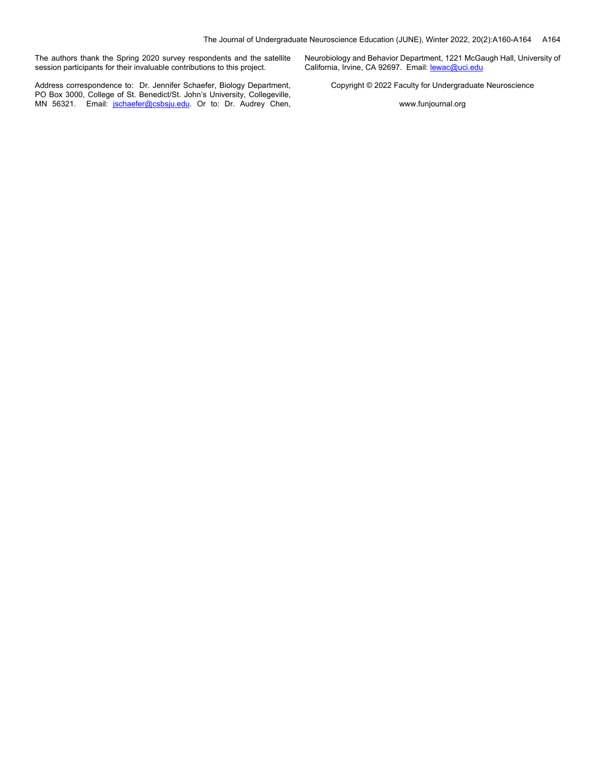The authors thank the Spring 2020 survey respondents and the satellite session participants for their invaluable contributions to this project.

Address correspondence to: Dr. Jennifer Schaefer, Biology Department, PO Box 3000, College of St. Benedict/St. John's University, Collegeville, MN 56321. Email: jschaefer@csbsju.edu. Or to: Dr. Audrey Chen, Neurobiology and Behavior Department, 1221 McGaugh Hall, University of California, Irvine, CA 92697. Email: lewac@uci.edu

Copyright © 2022 Faculty for Undergraduate Neuroscience

www.funjournal.org